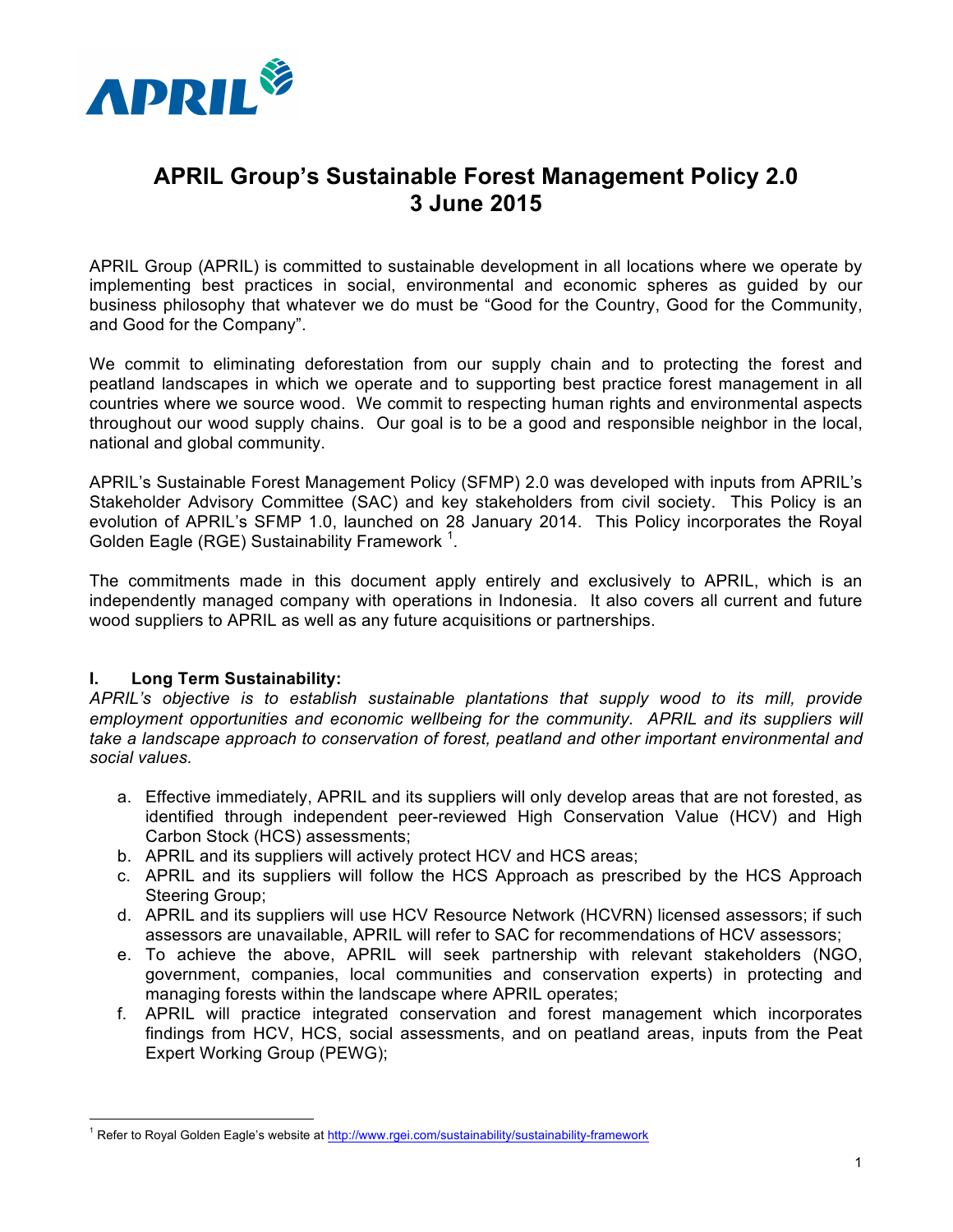# APRIL Group's Sustainable Forest Management Policy 2.0
# 3 June 2015

APRIL Group (APRIL) is committed to sustainable development in all locations where we operate by implementing best practices in social, environmental and economic spheres as guided by our business philosophy that whatever we do must be "Good for the Country, Good for the Community, and Good for the Company".

We commit to eliminating deforestation from our supply chain and to protecting the forest and peatland landscapes in which we operate and to supporting best practice forest management in all countries where we source wood. We commit to respecting human rights and environmental aspects throughout our wood supply chains. Our goal is to be a good and responsible neighbor in the local, national and global community.

APRIL's Sustainable Forest Management Policy (SFMP) 2.0 was developed with inputs from APRIL's Stakeholder Advisory Committee (SAC) and key stakeholders from civil society. This Policy is an evolution of APRIL's SFMP 1.0, launched on 28 January 2014. This Policy incorporates the Royal Golden Eagle (RGE) Sustainability Framework [1].

The commitments made in this document apply entirely and exclusively to APRIL, which is an independently managed company with operations in Indonesia. It also covers all current and future wood suppliers to APRIL as well as any future acquisitions or partnerships.

## I. Long Term Sustainability:

*APRIL's objective is to establish sustainable plantations that supply wood to its mill, provide employment opportunities and economic wellbeing for the community. APRIL and its suppliers will take a landscape approach to conservation of forest, peatland and other important environmental and social values.*

a. Effective immediately, APRIL and its suppliers will only develop areas that are not forested, as identified through independent peer-reviewed High Conservation Value (HCV) and High Carbon Stock (HCS) assessments;
b. APRIL and its suppliers will actively protect HCV and HCS areas;
c. APRIL and its suppliers will follow the HCS Approach as prescribed by the HCS Approach Steering Group;
d. APRIL and its suppliers will use HCV Resource Network (HCVRN) licensed assessors; if such assessors are unavailable, APRIL will refer to SAC for recommendations of HCV assessors;
e. To achieve the above, APRIL will seek partnership with relevant stakeholders (NGO, government, companies, local communities and conservation experts) in protecting and managing forests within the landscape where APRIL operates;
f. APRIL will practice integrated conservation and forest management which incorporates findings from HCV, HCS, social assessments, and on peatland areas, inputs from the Peat Expert Working Group (PEWG);

[1] Refer to Royal Golden Eagle's website at http://www.rgei.com/sustainability/sustainability-framework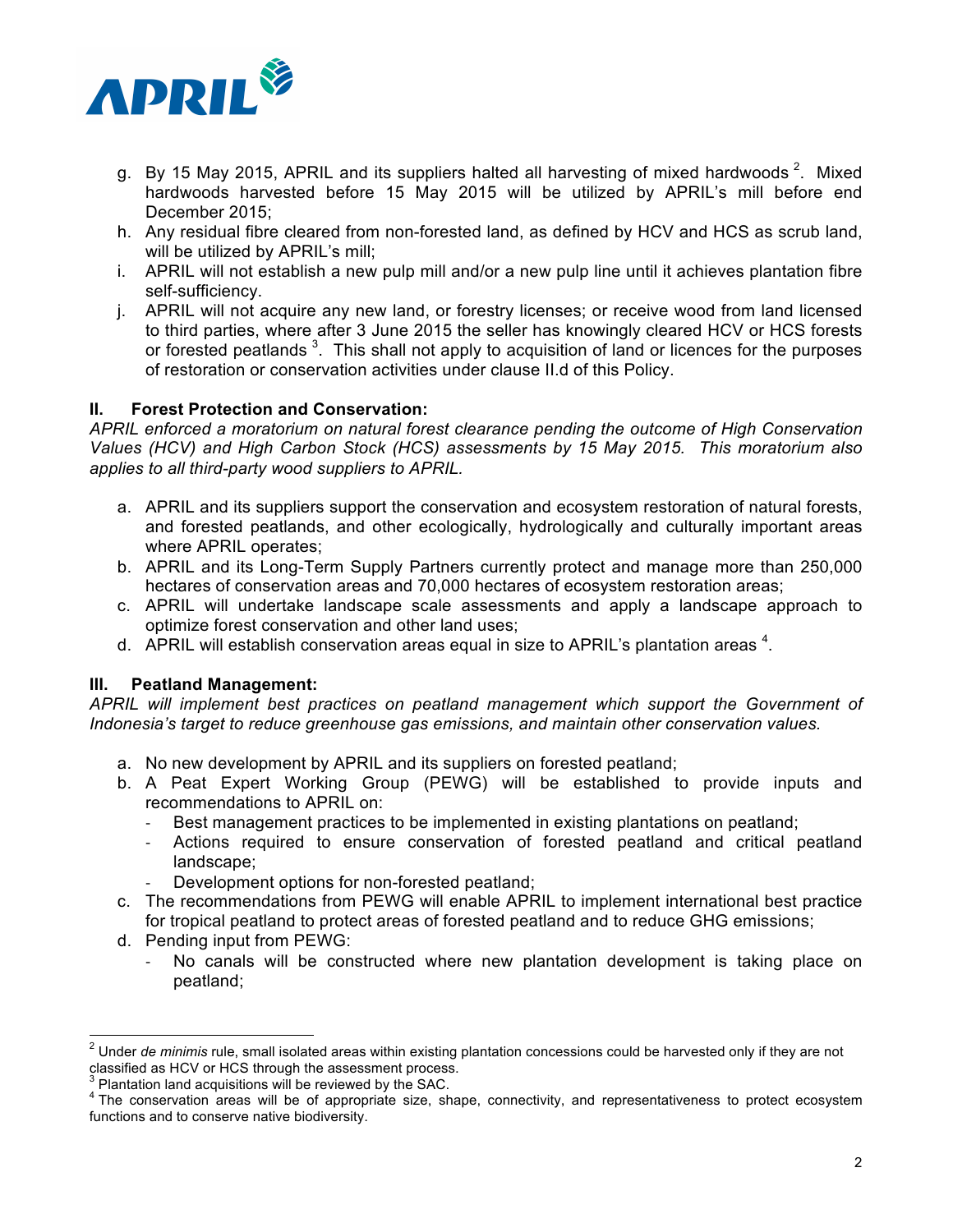g. By 15 May 2015, APRIL and its suppliers halted all harvesting of mixed hardwoods [2]. Mixed hardwoods harvested before 15 May 2015 will be utilized by APRIL's mill before end December 2015;
h. Any residual fibre cleared from non-forested land, as defined by HCV and HCS as scrub land, will be utilized by APRIL's mill;
i. APRIL will not establish a new pulp mill and/or a new pulp line until it achieves plantation fibre self-sufficiency.
j. APRIL will not acquire any new land, or forestry licenses; or receive wood from land licensed to third parties, where after 3 June 2015 the seller has knowingly cleared HCV or HCS forests or forested peatlands [3]. This shall not apply to acquisition of land or licences for the purposes of restoration or conservation activities under clause II.d of this Policy.

## II. Forest Protection and Conservation:

*APRIL enforced a moratorium on natural forest clearance pending the outcome of High Conservation Values (HCV) and High Carbon Stock (HCS) assessments by 15 May 2015. This moratorium also applies to all third-party wood suppliers to APRIL.*

a. APRIL and its suppliers support the conservation and ecosystem restoration of natural forests, and forested peatlands, and other ecologically, hydrologically and culturally important areas where APRIL operates;
b. APRIL and its Long-Term Supply Partners currently protect and manage more than 250,000 hectares of conservation areas and 70,000 hectares of ecosystem restoration areas;
c. APRIL will undertake landscape scale assessments and apply a landscape approach to optimize forest conservation and other land uses;
d. APRIL will establish conservation areas equal in size to APRIL's plantation areas [4].

## III. Peatland Management:

*APRIL will implement best practices on peatland management which support the Government of Indonesia's target to reduce greenhouse gas emissions, and maintain other conservation values.*

a. No new development by APRIL and its suppliers on forested peatland;
b. A Peat Expert Working Group (PEWG) will be established to provide inputs and recommendations to APRIL on:
    - Best management practices to be implemented in existing plantations on peatland;
    - Actions required to ensure conservation of forested peatland and critical peatland landscape;
    - Development options for non-forested peatland;
c. The recommendations from PEWG will enable APRIL to implement international best practice for tropical peatland to protect areas of forested peatland and to reduce GHG emissions;
d. Pending input from PEWG:
    - No canals will be constructed where new plantation development is taking place on peatland;

---

[2] Under *de minimis* rule, small isolated areas within existing plantation concessions could be harvested only if they are not classified as HCV or HCS through the assessment process.

[3] Plantation land acquisitions will be reviewed by the SAC.

[4] The conservation areas will be of appropriate size, shape, connectivity, and representativeness to protect ecosystem functions and to conserve native biodiversity.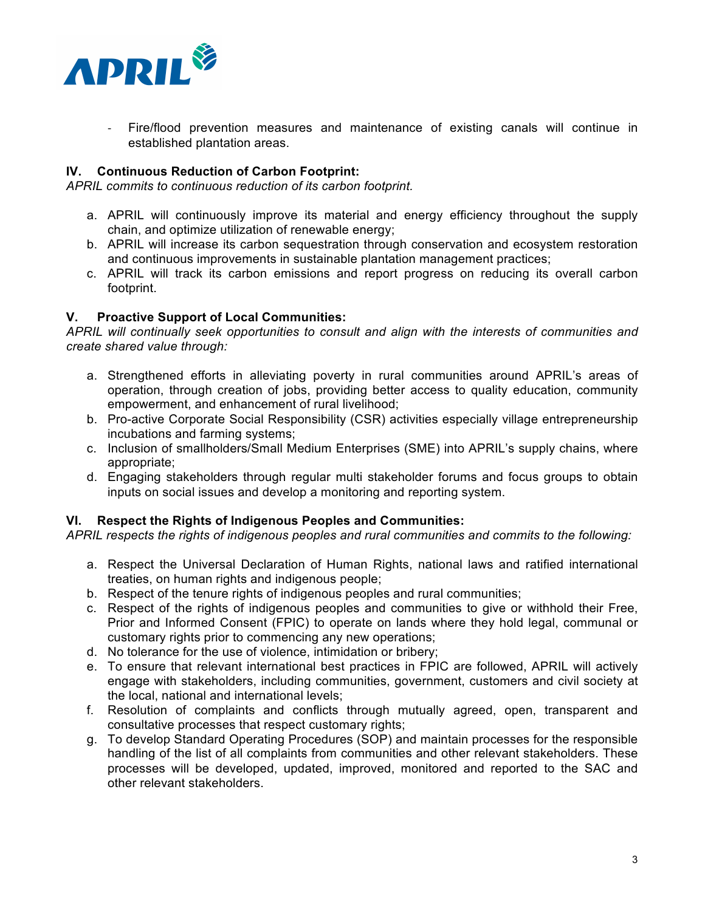- Fire/flood prevention measures and maintenance of existing canals will continue in established plantation areas.

### IV. Continuous Reduction of Carbon Footprint:

*APRIL commits to continuous reduction of its carbon footprint.*

a. APRIL will continuously improve its material and energy efficiency throughout the supply chain, and optimize utilization of renewable energy;
b. APRIL will increase its carbon sequestration through conservation and ecosystem restoration and continuous improvements in sustainable plantation management practices;
c. APRIL will track its carbon emissions and report progress on reducing its overall carbon footprint.

### V. Proactive Support of Local Communities:

*APRIL will continually seek opportunities to consult and align with the interests of communities and create shared value through:*

a. Strengthened efforts in alleviating poverty in rural communities around APRIL's areas of operation, through creation of jobs, providing better access to quality education, community empowerment, and enhancement of rural livelihood;
b. Pro-active Corporate Social Responsibility (CSR) activities especially village entrepreneurship incubations and farming systems;
c. Inclusion of smallholders/Small Medium Enterprises (SME) into APRIL's supply chains, where appropriate;
d. Engaging stakeholders through regular multi stakeholder forums and focus groups to obtain inputs on social issues and develop a monitoring and reporting system.

### VI. Respect the Rights of Indigenous Peoples and Communities:

*APRIL respects the rights of indigenous peoples and rural communities and commits to the following:*

a. Respect the Universal Declaration of Human Rights, national laws and ratified international treaties, on human rights and indigenous people;
b. Respect of the tenure rights of indigenous peoples and rural communities;
c. Respect of the rights of indigenous peoples and communities to give or withhold their Free, Prior and Informed Consent (FPIC) to operate on lands where they hold legal, communal or customary rights prior to commencing any new operations;
d. No tolerance for the use of violence, intimidation or bribery;
e. To ensure that relevant international best practices in FPIC are followed, APRIL will actively engage with stakeholders, including communities, government, customers and civil society at the local, national and international levels;
f. Resolution of complaints and conflicts through mutually agreed, open, transparent and consultative processes that respect customary rights;
g. To develop Standard Operating Procedures (SOP) and maintain processes for the responsible handling of the list of all complaints from communities and other relevant stakeholders. These processes will be developed, updated, improved, monitored and reported to the SAC and other relevant stakeholders.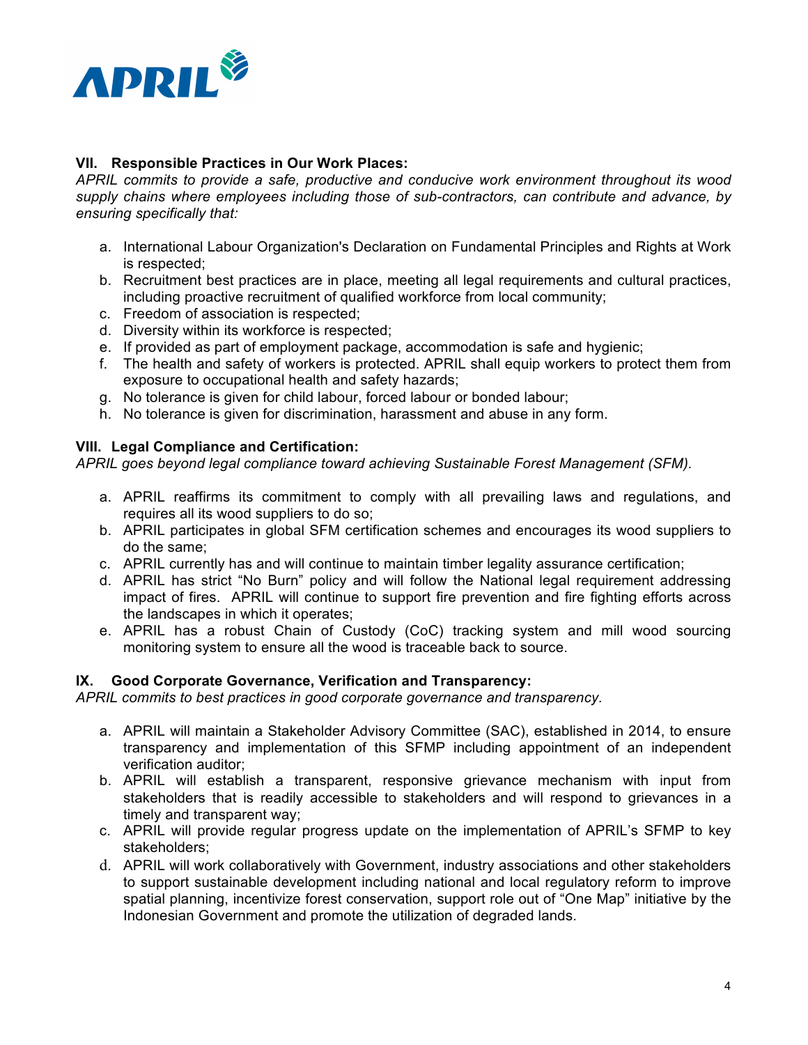**VII. Responsible Practices in Our Work Places:**

*APRIL commits to provide a safe, productive and conducive work environment throughout its wood supply chains where employees including those of sub-contractors, can contribute and advance, by ensuring specifically that:*

a. International Labour Organization's Declaration on Fundamental Principles and Rights at Work is respected;
b. Recruitment best practices are in place, meeting all legal requirements and cultural practices, including proactive recruitment of qualified workforce from local community;
c. Freedom of association is respected;
d. Diversity within its workforce is respected;
e. If provided as part of employment package, accommodation is safe and hygienic;
f. The health and safety of workers is protected. APRIL shall equip workers to protect them from exposure to occupational health and safety hazards;
g. No tolerance is given for child labour, forced labour or bonded labour;
h. No tolerance is given for discrimination, harassment and abuse in any form.

**VIII. Legal Compliance and Certification:**

*APRIL goes beyond legal compliance toward achieving Sustainable Forest Management (SFM).*

a. APRIL reaffirms its commitment to comply with all prevailing laws and regulations, and requires all its wood suppliers to do so;
b. APRIL participates in global SFM certification schemes and encourages its wood suppliers to do the same;
c. APRIL currently has and will continue to maintain timber legality assurance certification;
d. APRIL has strict "No Burn" policy and will follow the National legal requirement addressing impact of fires. APRIL will continue to support fire prevention and fire fighting efforts across the landscapes in which it operates;
e. APRIL has a robust Chain of Custody (CoC) tracking system and mill wood sourcing monitoring system to ensure all the wood is traceable back to source.

**IX. Good Corporate Governance, Verification and Transparency:**

*APRIL commits to best practices in good corporate governance and transparency.*

a. APRIL will maintain a Stakeholder Advisory Committee (SAC), established in 2014, to ensure transparency and implementation of this SFMP including appointment of an independent verification auditor;
b. APRIL will establish a transparent, responsive grievance mechanism with input from stakeholders that is readily accessible to stakeholders and will respond to grievances in a timely and transparent way;
c. APRIL will provide regular progress update on the implementation of APRIL's SFMP to key stakeholders;
d. APRIL will work collaboratively with Government, industry associations and other stakeholders to support sustainable development including national and local regulatory reform to improve spatial planning, incentivize forest conservation, support role out of "One Map" initiative by the Indonesian Government and promote the utilization of degraded lands.